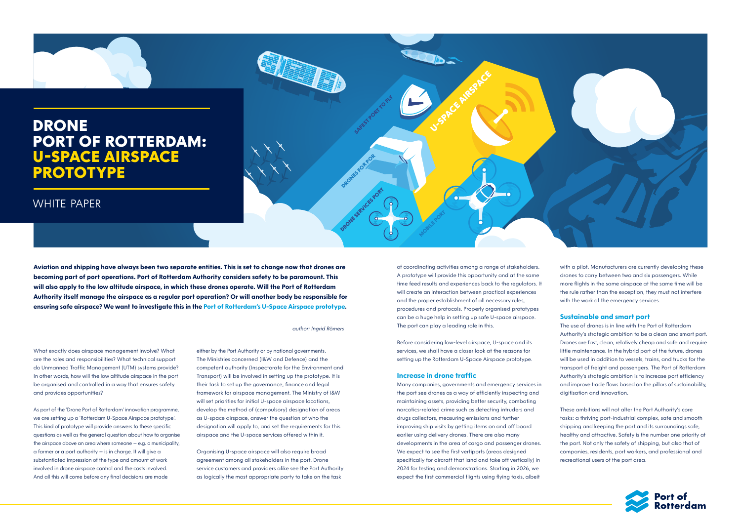# DRONE PORT OF ROTTERDAM: U-SPACE AIRSPACE PROTOTYPE

WHITE PAPER

**Aviation and shipping have always been two separate entities. This is set to change now that drones are becoming part of port operations. Port of Rotterdam Authority considers safety to be paramount. This will also apply to the low altitude airspace, in which these drones operate. Will the Port of Rotterdam Authority itself manage the airspace as a regular port operation? Or will another body be responsible for ensuring safe airspace? We want to investigate this in the Port of Rotterdam's U-Space Airspace prototype.**

*author: Ingrid Römers*

What exactly does airspace management involve? What are the roles and responsibilities? What technical support do Unmanned Traffic Management (UTM) systems provide? In other words, how will the low altitude airspace in the port be organised and controlled in a way that ensures safety and provides opportunities?

As part of the 'Drone Port of Rotterdam' innovation programme, we are setting up a 'Rotterdam U-Space Airspace prototype'. This kind of prototype will provide answers to these specific questions as well as the general question about how to organise the airspace above an area where someone – e.g. a municipality, a farmer or a port authority – is in charge. It will give a substantiated impression of the type and amount of work involved in drone airspace control and the costs involved. And all this will come before any final decisions are made either by the Port Authority or by national governments. The Ministries concerned (I&W and Defence) and the competent authority (Inspectorate for the Environment and Transport) will be involved in setting up the prototype. It is their task to set up the governance, finance and legal framework for airspace management. The Ministry of I&W will set priorities for initial U-space airspace locations, develop the method of (compulsory) designation of areas as U-space airspace, answer the question of who the designation will apply to, and set the requirements for this airspace and the U-space services offered within it.

Organising U-space airspace will also require broad agreement among all stakeholders in the port. Drone service customers and providers alike see the Port Authority as logically the most appropriate party to take on the task of coordinating activities among a range of stakeholders. A prototype will provide this opportunity and at the same time feed results and experiences back to the regulators. It will create an interaction between practical experiences and the proper establishment of all necessary rules, procedures and protocols. Properly organised prototypes can be a huge help in setting up safe U-space airspace. The port can play a leading role in this.

Before considering low-level airspace, U-space and its services, we shall have a closer look at the reasons for setting up the Rotterdam U-Space Airspace prototype.

### Increase in drone traffic

Many companies, governments and emergency services in the port see drones as a way of efficiently inspecting and maintaining assets, providing better security, combating narcotics-related crime such as detecting intruders and drugs collectors, measuring emissions and further improving ship visits by getting items on and off board earlier using delivery drones. There are also many developments in the area of cargo and passenger drones. We expect to see the first vertiports (areas designed specifically for aircraft that land and take off vertically) in 2024 for testing and demonstrations. Starting in 2026, we expect the first commercial flights using flying taxis, albeit with a pilot. Manufacturers are currently developing these drones to carry between two and six passengers. While more flights in the same airspace at the same time will be the rule rather than the exception, they must not interfere with the work of the emergency services.

### Sustainable and smart port

The use of drones is in line with the Port of Rotterdam Authority's strategic ambition to be a clean and smart port. Drones are fast, clean, relatively cheap and safe and require little maintenance. In the hybrid port of the future, drones will be used in addition to vessels, trains, and trucks for the transport of freight and passengers. The Port of Rotterdam Authority's strategic ambition is to increase port efficiency and improve trade flows based on the pillars of sustainability, digitisation and innovation.

These ambitions will not alter the Port Authority's core tasks: a thriving port-industrial complex, safe and smooth shipping and keeping the port and its surroundings safe, healthy and attractive. Safety is the number one priority at the port. Not only the safety of shipping, but also that of companies, residents, port workers, and professional and recreational users of the port area.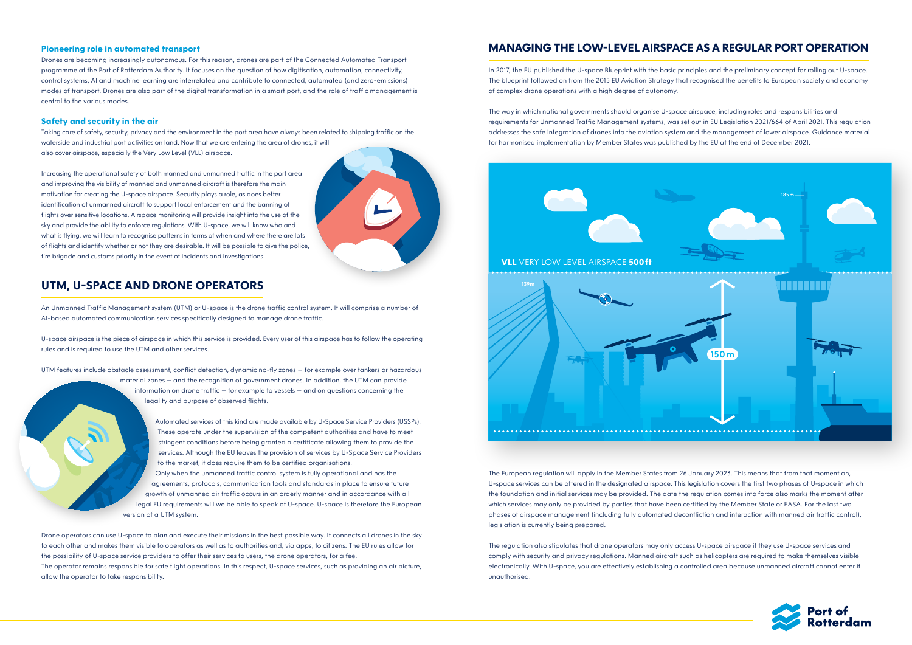### Pioneering role in automated transport

Drones are becoming increasingly autonomous. For this reason, drones are part of the Connected Automated Transport programme at the Port of Rotterdam Authority. It focuses on the question of how digitisation, automation, connectivity, control systems, AI and machine learning are interrelated and contribute to connected, automated (and zero-emissions) modes of transport. Drones are also part of the digital transformation in a smart port, and the role of traffic management is central to the various modes.

### Safety and security in the air

Taking care of safety, security, privacy and the environment in the port area have always been related to shipping traffic on the waterside and industrial port activities on land. Now that we are entering the area of drones, it will also cover airspace, especially the Very Low Level (VLL) airspace.

Increasing the operational safety of both manned and unmanned traffic in the port area and improving the visibility of manned and unmanned aircraft is therefore the main motivation for creating the U-space airspace. Security plays a role, as does better identification of unmanned aircraft to support local enforcement and the banning of flights over sensitive locations. Airspace monitoring will provide insight into the use of the sky and provide the ability to enforce regulations. With U-space, we will know who and what is flying, we will learn to recognise patterns in terms of when and where there are lots of flights and identify whether or not they are desirable. It will be possible to give the police, fire brigade and customs priority in the event of incidents and investigations.

## UTM, U-SPACE AND DRONE OPERATORS

An Unmanned Traffic Management system (UTM) or U-space is the drone traffic control system. It will comprise a number of AI-based automated communication services specifically designed to manage drone traffic.

U-space airspace is the piece of airspace in which this service is provided. Every user of this airspace has to follow the operating rules and is required to use the UTM and other services.

UTM features include obstacle assessment, conflict detection, dynamic no-fly zones – for example over tankers or hazardous material zones – and the recognition of government drones. In addition, the UTM can provide information on drone traffic – for example to vessels – and on questions concerning the legality and purpose of observed flights.

Automated services of this kind are made available by U-Space Service Providers (USSPs). These operate under the supervision of the competent authorities and have to meet stringent conditions before being granted a certificate allowing them to provide the services. Although the EU leaves the provision of services by U-Space Service Providers to the market, it does require them to be certified organisations.

Only when the unmanned traffic control system is fully operational and has the agreements, protocols, communication tools and standards in place to ensure future growth of unmanned air traffic occurs in an orderly manner and in accordance with all legal EU requirements will we be able to speak of U-space. U-space is therefore the European version of a UTM system.

Drone operators can use U-space to plan and execute their missions in the best possible way. It connects all drones in the sky to each other and makes them visible to operators as well as to authorities and, via apps, to citizens. The EU rules allow for the possibility of U-space service providers to offer their services to users, the drone operators, for a fee.
The operator remains responsible for safe flight operations. In this respect, U-space services, such as providing an air picture, allow the operator to take responsibility.

## MANAGING THE LOW-LEVEL AIRSPACE AS A REGULAR PORT OPERATION

In 2017, the EU published the U-space Blueprint with the basic principles and the preliminary concept for rolling out U-space. The blueprint followed on from the 2015 EU Aviation Strategy that recognised the benefits to European society and economy of complex drone operations with a high degree of autonomy.

The way in which national governments should organise U-space airspace, including roles and responsibilities and requirements for Unmanned Traffic Management systems, was set out in EU Legislation 2021/664 of April 2021. This regulation addresses the safe integration of drones into the aviation system and the management of lower airspace. Guidance material for harmonised implementation by Member States was published by the EU at the end of December 2021.

185m

**VLL** VERY LOW LEVEL AIRSPACE **500ft**

139m

150m

The European regulation will apply in the Member States from 26 January 2023. This means that from that moment on, U-space services can be offered in the designated airspace. This legislation covers the first two phases of U-space in which the foundation and initial services may be provided. The date the regulation comes into force also marks the moment after which services may only be provided by parties that have been certified by the Member State or EASA. For the last two phases of airspace management (including fully automated deconfliction and interaction with manned air traffic control), legislation is currently being prepared.

The regulation also stipulates that drone operators may only access U-space airspace if they use U-space services and comply with security and privacy regulations. Manned aircraft such as helicopters are required to make themselves visible electronically. With U-space, you are effectively establishing a controlled area because unmanned aircraft cannot enter it unauthorised.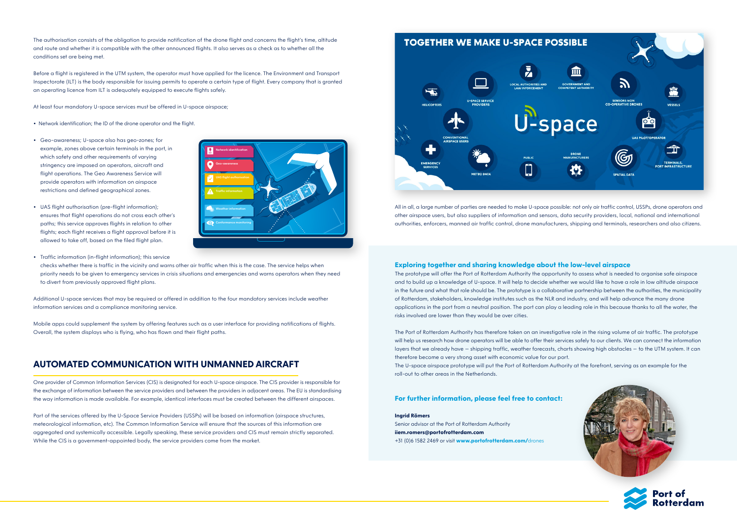The authorisation consists of the obligation to provide notification of the drone flight and concerns the flight's time, altitude and route and whether it is compatible with the other announced flights. It also serves as a check as to whether all the conditions set are being met.

Before a flight is registered in the UTM system, the operator must have applied for the licence. The Environment and Transport Inspectorate (ILT) is the body responsible for issuing permits to operate a certain type of flight. Every company that is granted an operating licence from ILT is adequately equipped to execute flights safely.

At least four mandatory U-space services must be offered in U-space airspace;

- Network identification; the ID of the drone operator and the flight.
- Geo-awareness; U-space also has geo-zones; for example, zones above certain terminals in the port, in which safety and other requirements of varying stringency are imposed on operators, aircraft and flight operations. The Geo Awareness Service will provide operators with information on airspace restrictions and defined geographical zones.
- UAS flight authorisation (pre-flight information); ensures that flight operations do not cross each other's paths; this service approves flights in relation to other flights; each flight receives a flight approval before it is allowed to take off, based on the filed flight plan.
- Traffic information (in-flight information); this service checks whether there is traffic in the vicinity and warns other air traffic when this is the case. The service helps when priority needs to be given to emergency services in crisis situations and emergencies and warns operators when they need to divert from previously approved flight plans.

Network identification
Geo-awareness
UAS flight authorisation
Traffic information
Weather information
Conformance monitoring

Additional U-space services that may be required or offered in addition to the four mandatory services include weather information services and a compliance monitoring service.

Mobile apps could supplement the system by offering features such as a user interface for providing notifications of flights. Overall, the system displays who is flying, who has flown and their flight paths.

## AUTOMATED COMMUNICATION WITH UNMANNED AIRCRAFT

One provider of Common Information Services (CIS) is designated for each U-space airspace. The CIS provider is responsible for the exchange of information between the service providers and between the providers in adjacent areas. The EU is standardising the way information is made available. For example, identical interfaces must be created between the different airspaces.

Part of the services offered by the U-Space Service Providers (USSPs) will be based on information (airspace structures, meteorological information, etc). The Common Information Service will ensure that the sources of this information are aggregated and systemically accessible. Legally speaking, these service providers and CIS must remain strictly separated. While the CIS is a government-appointed body, the service providers come from the market.

## TOGETHER WE MAKE U-SPACE POSSIBLE

U-space
Helicopters
U-space service providers
Local authorities and law enforcement
Government and competent authority
Sensors non co-operative drones
Vessels
Conventional airspace users
UAS pilot/operator
Emergency services
Meteo data
Public
Drone manufacturers
Spatial data
Terminals, port infrastructure

All in all, a large number of parties are needed to make U-space possible: not only air traffic control, USSPs, drone operators and other airspace users, but also suppliers of information and sensors, data security providers, local, national and international authorities, enforcers, manned air traffic control, drone manufacturers, shipping and terminals, researchers and also citizens.

### Exploring together and sharing knowledge about the low-level airspace

The prototype will offer the Port of Rotterdam Authority the opportunity to assess what is needed to organise safe airspace and to build up a knowledge of U-space. It will help to decide whether we would like to have a role in low altitude airspace in the future and what that role should be. The prototype is a collaborative partnership between the authorities, the municipality of Rotterdam, stakeholders, knowledge institutes such as the NLR and industry, and will help advance the many drone applications in the port from a neutral position. The port can play a leading role in this because thanks to all the water, the risks involved are lower than they would be over cities.

The Port of Rotterdam Authority has therefore taken on an investigative role in the rising volume of air traffic. The prototype will help us research how drone operators will be able to offer their services safely to our clients. We can connect the information layers that we already have – shipping traffic, weather forecasts, charts showing high obstacles – to the UTM system. It can therefore become a very strong asset with economic value for our port.
The U-space airspace prototype will put the Port of Rotterdam Authority at the forefront, serving as an example for the roll-out to other areas in the Netherlands.

### For further information, please feel free to contact:

**Ingrid Römers**
Senior advisor at the Port of Rotterdam Authority
**iiem.romers@portofrotterdam.com**
+31 (0)6 1582 2469 or visit **www.portofrotterdam.com/**drones

Port of Rotterdam